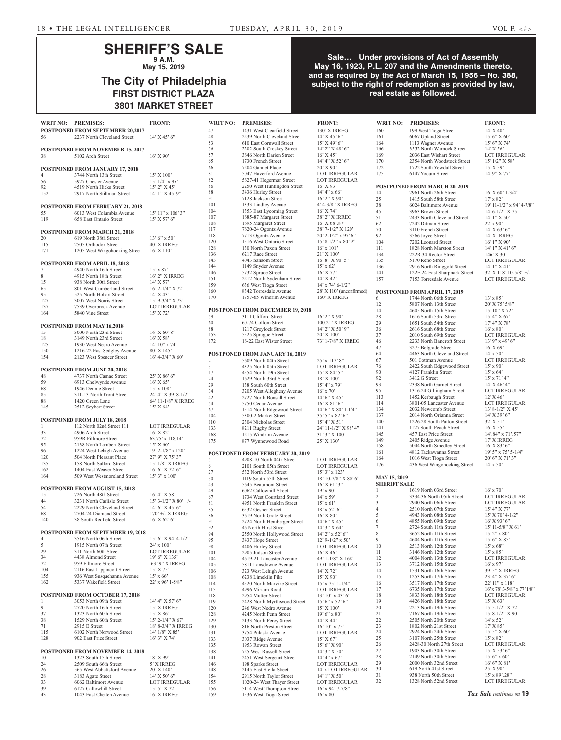# SHERIFF'S SALE

**9 A.M.**

**May 15, 2019**

## The City of Philadelphia

**FIRST DISTRICT PLAZA**

**3801 MARKET STREET**

**Sale… Under provisions of Act of Assembly May 16, 1923, P.L. 207 and the Amendments thereto, and as required by the Act of March 15, 1956 – No. 388, subject to the right of redemption as provided by law, real estate as followed.**

| WRIT NO: | PREMISES: | FRONT: |
|---|---|---|
| **POSTPONED FROM SEPTEMBER 20,2017** | | |
| 56 | 2237 North Cleveland Street | 14' X 45' 6" |
| **POSTPONED FROM NOVEMBER 15, 2017** | | |
| 38 | 5102 Arch Street | 16' X 90' |
| **POSTPONED FROM JANUARY 17, 2018** | | |
| 4 | 3744 North 13th Street | 15' X 100' |
| 56 | 5927 Chester Avenue | 15' 1/4" x 95' |
| 92 | 4519 North Hicks Street | 15' 2" X 45' |
| 152 | 2917 North Stillman Street | 14' 1" X 45' 9" |
| **POSTPONED FROM FEBRUARY 21, 2018** | | |
| 55 | 6013 West Columbia Avenue | 15' 11" x 106' 3" |
| 119 | 658 East Ontario Street | 15' X 57' 6" |
| **POSTPONED FROM MARCH 21, 2018** | | |
| 20 | 619 North 38th Street | 13' 6" x 50' |
| 115 | 2505 Orthodox Street | 40' X IRREG |
| 171 | 1205 West Wingohocking Street | 16' X 110' |
| **POSTPONED FROM APRIL 18, 2018** | | |
| 7 | 4940 North 16th Street | 15' x 87' |
| 8 | 4915 North 18th Street | 16' 2" X IRREG |
| 15 | 938 North 30th Street | 14' X 57' |
| 65 | 801 West Cumberland Street | 16' 2-1/4" X 72' |
| 95 | 525 North Hobart Street | 14' X 43' |
| 127 | 3007 West Norris Street | 15' 9-3/4" X 73' |
| 137 | 7539 Overbrook Avenue | LOT IRREGULAR |
| 164 | 5840 Vine Street | 15' X 72' |
| **POSTPONED FROM MAY 16,2018** | | |
| 15 | 3000 North 23rd Street | 16' X 60' 8" |
| 18 | 3149 North 23rd Street | 16' X 58' |
| 125 | 1930 West Nedro Avenue | 14' 10" x 74' |
| 150 | 1216-22 East Sedgley Avenue | 80' X 145' |
| 154 | 2123 West Spencer Street | 16' 4-3/4" X 60' |
| **POSTPONED FROM JUNE 20, 2018** | | |
| 48 | 4737 North Camac Street | 25' X 86' 6" |
| 59 | 6913 Chelwynde Avenue | 16' X 65' |
| 68 | 1946 Dennie Street | 15' x 108' |
| 85 | 311-13 North Front Street | 24' 4" X 39' 8-1/2" |
| 88 | 1420 Green Lane | 64' 11-1/8" X IRREG |
| 145 | 2512 Seybert Street | 15' X 64' |
| **POSTPONED FROM JULY 18, 2018** | | |
| 1 | 112 North 02nd Street 111 | LOT IRREGULAR |
| 33 | 4906 Arch Street | 16' X 82' |
| 72 | 959R Fillmore Street | 63.75' x 118.14' |
| 95 | 2138 North Lambert Street | 15' X 60' |
| 96 | 1224 West Lehigh Avenue | 19' 2-1/8" x 120' |
| 120 | 504 North Pleasant Place | 27' 9" X 75' 3" |
| 135 | 158 North Salford Street | 15' 1/8" X IRREG |
| 162 | 1404 East Weaver Street | 16' 6" X 72' 6" |
| 164 | 509 West Westmoreland Street | 15' 3" x 100' |
| **POSTPONED FROM AUGUST 15, 2018** | | |
| 15 | 726 North 48th Street | 16' 4" X 58' |
| 44 | 3231 North Carlisle Street | 15' 3-1/2" X 80' +/- |
| 54 | 2229 North Cleveland Street | 14' 6" X 45' 6" |
| 68 | 2704-24 Diamond Street | 170' +/- X IRREG |
| 140 | 38 South Redfield Street | 16' X 62' 6" |
| **POSTPONED FROM SEPTEMBER 19, 2018** | | |
| 4 | 3516 North 06th Street | 15' 6" X 94' 4-1/2" |
| 5 | 1915 North 07th Street | 24' x 100' |
| 29 | 311 North 60th Street | LOT IRREGULAR |
| 34 | 4438 Almond Street | 19' 6" X 135' |
| 72 | 959 Fillmore Street | 63' 9" X IRREG |
| 104 | 2116 East Lippincott Street | 15' X 75' |
| 155 | 936 West Susquehanna Avenue | 15' x 66' |
| 162 | 5337 Wakefield Street | 22' x 96' 1-5/8" |
| **POSTPONED FROM OCTOBER 17, 2018** | | |
| 1 | 3053 North 09th Street | 14' 4" X 57' 6" |
| 9 | 2720 North 16th Street | 15' X IRREG |
| 37 | 1323 North 60th Street | 15' X 86' |
| 38 | 1529 North 60th Street | 15' 2-1/4" X 67' |
| 71 | 2915 E Street | 18' 8-3/4" X IRREG |
| 115 | 6102 North Norwood Street | 14' 1/8" X 85' |
| 128 | 902 East Price Street | 16' 3" X 74' |
| **POSTPONED FROM NOVEMBER 14, 2018** | | |
| 10 | 1323 South 15th Street | 18' X 99' |
| 24 | 2509 South 66th Street | 5' X IRREG |
| 26 | 565 West Abbottsford Avenue | 20' X 140' |
| 28 | 3183 Agate Street | 14' X 50' 6" |
| 33 | 6062 Baltimore Avenue | LOT IRREGULAR |
| 39 | 6127 Callowhill Street | 15' 5" X 72' |
| 43 | 1043 East Chelten Avenue | 16' X IRREG |
| 47 | 1431 West Clearfield Street | 130' X IRREG |
| 48 | 2239 North Cleveland Street | 14' X 45' 6" |
| 53 | 610 East Cornwall Street | 15' X 49' 6" |
| 56 | 2202 South Croskey Street | 14' 2" X 48' 6" |
| 57 | 3646 North Darien Street | 16' X 45' |
| 65 | 1730 French Street | 14' 4" X 52' 6" |
| 66 | 7204 Gannet Place | 20' X 90' |
| 81 | 5047 Haverford Avenue | LOT IRREGULAR |
| 82 | 5627-41 Hegerman Street | LOT IRREGULAR |
| 86 | 2250 West Huntingdon Street | 16' X 93' |
| 88 | 3436 Hurley Street | 14' 4" x 66' |
| 91 | 7128 Jackson Street | 16' 2" X 90' |
| 101 | 1333 Lindley Avenue | 4' 4-3/8" X IRREG |
| 104 | 1353 East Lycoming Street | 16' X 74' |
| 107 | 1685-87 Margaret Street | 38' 2" X IRREG |
| 108 | 1695 Margaret Street | 16' X 68'.87" |
| 117 | 7620-24 Ogontz Avenue | 38' 7-1/2" X 120' |
| 118 | 7713 Ogontz Avenue | 20' 2-1/2" x 97' 6" |
| 120 | 1516 West Ontario Street | 15' 8 1/2" x 80' 9" |
| 128 | 130 North Paxon Street | 16' x 101' |
| 136 | 6217 Race Street | 21' X 100' |
| 143 | 4043 Sansom Street | 16' 8" X 90' 5" |
| 144 | 1149 Snyder Avenue | 15' x 62' |
| 146 | 5732 Spruce Street | 16' X 77' |
| 151 | 2212 North Sydenham Street | 14' X 42' |
| 159 | 636 West Tioga Street | 14' x 74' 6-1/2" |
| 160 | 8342 Torresdale Avenue | 28' X 110' (unconfirmed) |
| 170 | 1757-65 Windrim Avenue | 160' X IRREG |
| **POSTPONED FROM DECEMBER 19, 2018** | | |
| 59 | 3111 Clifford Street | 16' 2" X 90' |
| 60 | 60-74 Collom Street | 100.21' X IRREG |
| 88 | 1217 Greylock Street | 14' 2" X 50' 9" |
| 153 | 5525 Sprague Street | 20' X 100' |
| 172 | 16-22 East Wister Street | 73' 1-7/8" X IRREG |
| **POSTPONED FROM JANUARY 16, 2019** | | |
| 2 | 5609 North 04th Street | 25' x 117' 8" |
| 3 | 4325 North 05th Street | LOT IRREGULAR |
| 17 | 4554 North 19th Street | 15' X 84' 5" |
| 24 | 1629 North 33rd Street | 18' X 100' |
| 29 | 138 South 60th Street | 15' 4" x 79' |
| 34 | 3205 West Allegheny Avenue | 16' x 70' |
| 42 | 2727 North Bonsall Street | 14' 6" X 45' |
| 54 | 5750 Cedar Avenue | 16' X 81' 6" |
| 67 | 1514 North Edgewood Street | 14' 6" X 80' 1-1/4" |
| 104 | 5300-2 Market Street | 35' 5" x 82' 6" |
| 110 | 2304 Nicholas Street | 15' 4" X 51' |
| 133 | 8211 Rugby Street | 24' 11-1/2" X 98' 4" |
| 168 | 1215 Windrim Avenue | 31' 3" X 100' |
| 175 | 877 Wynnewood Road | 25' X 130' |
| **POSTPONED FROM FEBRUARY 20, 2019** | | |
| 5 | 4908-10 North 04th Street | LOT IRREGULAR |
| 6 | 2101 South 05th Street | LOT IRREGULAR |
| 27 | 532 North 53rd Street | 15' 3" x 123' |
| 30 | 1119 South 55th Street | 18' 10-7/8" X 80' 6" |
| 43 | 5645 Beaumont Street | 16' X 61' 3" |
| 49 | 6062 Callowhill Street | 19' x 90' |
| 67 | 1734 West Courtland Street | 14' x 59' |
| 81 | 4951 North Franklin Street | 15' x 61' |
| 85 | 6532 Gesner Street | 18' x 52' 6" |
| 86 | 3619 North Gratz Street | 16' X 80' |
| 91 | 2724 North Hemberger Street | 14' 6" X 45' |
| 92 | 46 North Hirst Street | 14' 3" X 64' |
| 94 | 2550 North Hollywood Street | 14' 2" x 52' 6" |
| 95 | 3437 Hope Street | 12' 9-1/2" x 50' |
| 98 | 4406 Hurley Street | LOT IRREGULAR |
| 101 | 2905 Judson Street | 16' X 46' |
| 102 | 4619-21 Lancaster Avenue | 49' 1-1/8" X 168' |
| 105 | 5811 Lansdowne Avenue | LOT IRREGULAR |
| 106 | 323 West Lehigh Avenue | 14' X 72' |
| 108 | 6238 Limekiln Pike | 15' X 90' |
| 114 | 4520 North Marvine Street | 15' x 75' 1-1/4" |
| 115 | 4996 Miriam Road | LOT IRREGULAR |
| 118 | 2954 Mutter Street | 13' 10" x 43' 6" |
| 119 | 2428 North Myrtlewood Street | 15' 6" x 52' 6" |
| 120 | 246 West Nedro Avenue | 15' X 100' |
| 128 | 4245 North Penn Street | 19' 6" x 80' |
| 129 | 2133 North Percy Street | 14' X 44' |
| 130 | 816 North Preston Street | 16' 10" x 75' |
| 131 | 3754 Pulaski Avenue | LOT IRREGULAR |
| 133 | 3037 Ridge Avenue | 15' X 67' |
| 135 | 1953 Rowan Street | 15' 6" X 90' |
| 138 | 725 West Russell Street | 14' 3" X 50' |
| 141 | 2451 West Sergeant Street | 14' 4" x 67' |
| 146 | 198 Sparks Street | LOT IRREGULAR |
| 148 | 2145 East Stella Street | 14' x LOT IRREGULAR |
| 154 | 2915 North Taylor Street | 14' 1" X 50' |
| 155 | 1020-24 West Thayer Street | LOT IRREGULAR |
| 156 | 5114 West Thompson Street | 16' x 94' 7-7/8" |
| 159 | 1536 West Tioga Street | 16' x 80' |
| 160 | 199 West Tioga Street | 14' X 40' |
| 161 | 6067 Upland Street | 15' 6" X 60' |
| 164 | 1113 Wagner Avenue | 15' 6" X 74' |
| 166 | 3552 North Warnock Street | 14' X 56' |
| 169 | 2036 East Wishart Street | LOT IRREGULAR |
| 170 | 2354 North Woodstock Street | 15' 1/2" X 58' |
| 172 | 1722 South Yewdall Street | 15' X 59' |
| 175 | 6147 Yocum Street | 14' 9" X 77' |
| **POSTPONED FROM MARCH 20, 2019** | | |
| 14 | 2961 North 26th Street | 16' X 60' 1-3/4" |
| 25 | 1415 South 58th Street | 17' x 82' |
| 38 | 6024 Baltimore Avenue | 19' 11-1/2" x 94' 4-7/8" |
| 45 | 3963 Brown Street | 14' 6-1/2" X 75' |
| 51 | 2433 North Cleveland Street | 14' 1" X 50' |
| 62 | 7242 Ditman Street | 22' x 90' |
| 70 | 3110 French Street | 14' X 63' 6" |
| 92 | 3566 Joyce Street | 14' X IRREG |
| 104 | 7202 Leonard Street | 16' 1" X 90' |
| 111 | 1828 North Marston Street | 14' 1" X 41' 6" |
| 134 | 222R-34 Rector Street | 146' X 30' |
| 135 | 5170 Reno Street | LOT IRREGULAR |
| 136 | 2916 North Ringgold Street | 14' 1" X 41' |
| 141 | 122E-24 East Sharpnack Street | 32' X 118' 10-5/8" +/- |
| 157 | 7153 Torresdale Avenue | LOT IRREGULAR |
| **POSTPONED FROM APRIL 17, 2019** | | |
| 6 | 1744 North 06th Street | 13' x 85' |
| 12 | 5807 North 13th Street | 20' X 75' 5/8" |
| 14 | 4605 North 15th Street | 15' 10" X 72' |
| 28 | 1616 South 53rd Street | 15' 4" X 67' |
| 29 | 1651 South 54th Street | 17' 4" X 78' |
| 36 | 2616 South 68th Street | 16' x 80' |
| 37 | 2010 South 69th Street | LOT IRREGULAR |
| 46 | 2233 North Bancroft Street | 13' 9" x 49' 6" |
| 47 | 3275 Belgrade Street | 16' X 69' |
| 64 | 4463 North Cleveland Street | 14' x 50' |
| 67 | 501 Cottman Avenue | LOT IRREGULAR |
| 76 | 2422 South Edgewood Street | 15' x 90' |
| 90 | 4127 Franklin Street | 15' x 64' |
| 92 | 3412 G Street | 15' x 71' 4" |
| 93 | 2338 North Garnet Street | 14' X 46' 4" |
| 95 | 1316-24 Gillingham Street | LOT IRREGULAR |
| 113 | 1452 Kerbaugh Street | 12' X 46' |
| 114 | 3801-05 Lancaster Avenue | LOT IRREGULAR |
| 134 | 2032 Newcomb Street | 13' 8-1/2" X 45' |
| 137 | 2014 North Orianna Street | 14' X 39' 6" |
| 140 | 1226-28 South Patton Street | 32' X 51' |
| 141 | 1127 South Peach Street | 16' X 55' |
| 145 | 457 East Price Street | 14'.84" x 71'.57" |
| 149 | 2405 Ridge Avenue | 17' X IRREG |
| 158 | 5044 North Smedley Street | 16' X 83' 6" |
| 161 | 4812 Tackawanna Street | 19' 5" x 75' 5-1/4" |
| 164 | 1016 West Tioga Street | 20' 6" X 71' 3" |
| 176 | 436 West Wingohocking Street | 14' x 50' |
| **MAY 15, 2019** | | |
| **SHERIFF SALE** | | |
| 1 | 1619 North 03rd Street | 16' x 70' |
| 2 | 3334-36 North 05th Street | LOT IRREGULAR |
| 3 | 2940 North 06th Street | LOT IRREGULAR |
| 4 | 2510 North 07th Street | 15' 4" X 77' |
| 5 | 4943 North 08th Street | 15' X 70' 4-1/2" |
| 6 | 4855 North 09th Street | 16' X 93' 6" |
| 7 | 2724 South 11th Street | 15' 11-5/8" X 61' |
| 8 | 3652 North 11th Street | 15' 2" x 80' |
| 9 | 4604 North 11th Street | 15' 6" X 85' |
| 10 | 2513 North 12th Street | 15' x 68" |
| 11 | 3146 North 12th Street | 15' x 85' |
| 12 | 4004 North 13th Street | LOT IRREGULAR |
| 13 | 3712 North 15th Street | 16' x 97' |
| 14 | 1531 North 16th Street | 39' 5" X IRREG |
| 15 | 1253 North 17th Street | 23' 4" X 37' 6" |
| 16 | 3517 North 17th Street | 22' 11" x 118' |
| 17 | 6735 North 17th Street | 16' x 78' 3-5/8" x 77' 1/8" |
| 18 | 3833 North 18th Street | LOT IRREGULAR |
| 19 | 4426 North 18th Street | 15' X 63' |
| 20 | 2213 North 19th Street | 15' 5-1/2" X 72' |
| 21 | 7167 North 19th Street | 15' 8-1/2" X 90' |
| 22 | 2505 North 20th Street | 14' x 52' |
| 23 | 1802 North 21st Street | 17' X 85' |
| 24 | 2924 North 24th Street | 15' 5" X 60' |
| 25 | 3107 North 25th Street | 15' x 82' |
| 26 | 2428-30 North 27th Street | LOT IRREGULAR |
| 27 | 1903 North 30th Street | 15' X 53' 6" |
| 28 | 2149 North 30th Street | 15' 6" x 60' |
| 29 | 2000 North 32nd Street | 16' 6" X 81' |
| 30 | 619 North 41st Street | 25' X 90' |
| 31 | 938 North 50th Street | 15' x 89'.28" |
| 32 | 1328 North 52nd Street | LOT IRREGULAR |

*Tax Sale continues on* **19**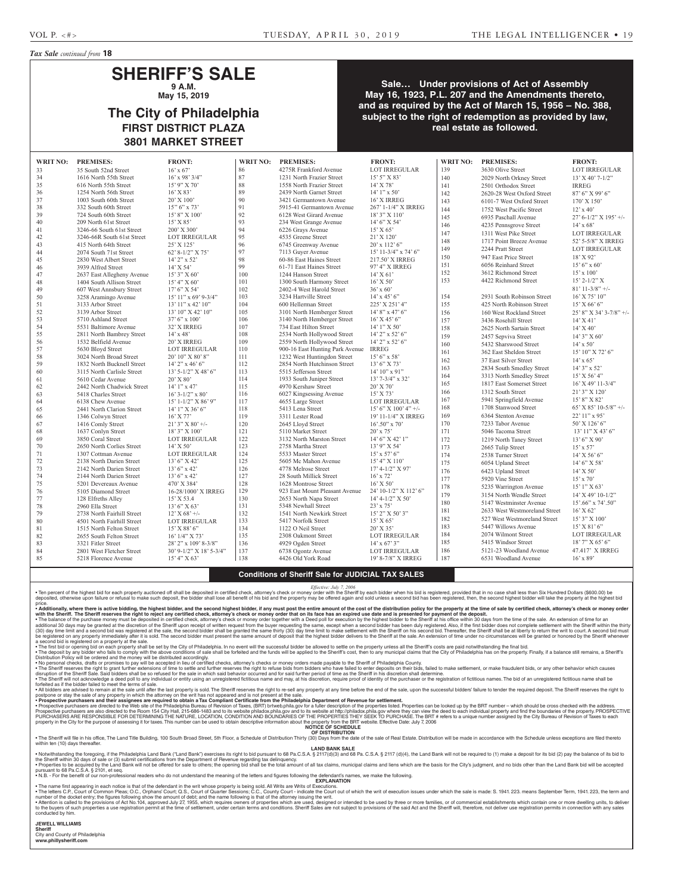*Tax Sale continued from* **18**

# SHERIFF'S SALE

**9 A.M.**

**May 15, 2019**

## The City of Philadelphia

### FIRST DISTRICT PLAZA
### 3801 MARKET STREET

**Sale… Under provisions of Act of Assembly May 16, 1923, P.L. 207 and the Amendments thereto, and as required by the Act of March 15, 1956 – No. 388, subject to the right of redemption as provided by law, real estate as followed.**

| WRIT NO: | PREMISES: | FRONT: |
|---|---|---|
| 33 | 35 South 52nd Street | 16' x 67' |
| 34 | 1616 North 55th Street | 16' x 98' 3/4" |
| 35 | 616 North 55th Street | 15' 9" X 70' |
| 36 | 1254 North 56th Street | 16' X 83' |
| 37 | 1003 South 60th Street | 20' X 100' |
| 38 | 332 South 60th Street | 15' 6" x 73' |
| 39 | 724 South 60th Street | 15' 8" X 100' |
| 40 | 209 North 61st Street | 15' X 85' |
| 41 | 3246-66 South 61st Street | 200' X 300' |
| 42 | 3246-66R South 61st Street | LOT IRREGULAR |
| 43 | 415 North 64th Street | 25' X 125' |
| 44 | 2074 South 71st Street | 62' 8-1/2" X 75' |
| 45 | 2830 West Albert Street | 14' 2" x 52' |
| 46 | 3939 Alfred Street | 14' X 54' |
| 47 | 2637 East Allegheny Avenue | 15' 3" X 60' |
| 48 | 1404 South Allison Street | 15' 4" X 60' |
| 49 | 607 West Annsbury Street | 17' 6" X 54' |
| 50 | 3258 Aramingo Avenue | 15' 11" x 69' 9-3/4" |
| 51 | 3133 Arbor Street | 13' 11" x 42' 10" |
| 52 | 3139 Arbor Street | 13' 10" X 42' 10" |
| 53 | 5710 Ashland Street | 37' 6" x 100' |
| 54 | 5531 Baltimore Avenue | 32' X IRREG |
| 55 | 2811 North Bambrey Street | 14' x 48' |
| 56 | 1532 Belfield Avenue | 20' X IRREG |
| 57 | 5630 Bloyd Street | LOT IRREGULAR |
| 58 | 3024 North Broad Street | 20' 10" X 80' 8" |
| 59 | 1832 North Bucknell Street | 14' 2" x 46' 6" |
| 60 | 3115 North Carlisle Street | 13' 5-1/2" X 48' 6" |
| 61 | 5610 Cedar Avenue | 20' X 80' |
| 62 | 2442 North Chadwick Street | 14' 1" x 47' |
| 63 | 5418 Charles Street | 16' 3-1/2" x 80' |
| 64 | 6138 Chew Avenue | 15' 1-1/2" X 86' 9" |
| 65 | 2441 North Clarion Street | 14' 1" X 36' 6" |
| 66 | 1346 Colwyn Street | 16' X 77' |
| 67 | 1416 Comly Street | 21' 3" X 80' +/- |
| 68 | 1637 Conlyn Street | 18' 3" X 100' |
| 69 | 3850 Coral Street | LOT IRREGULAR |
| 70 | 2650 North Corlies Street | 14' X 50' |
| 71 | 1307 Cottman Avenue | LOT IRREGULAR |
| 72 | 2138 North Darien Street | 13' 6" X 42' |
| 73 | 2142 North Darien Street | 13' 6" x 42' |
| 74 | 2144 North Darien Street | 13' 6" x 42' |
| 75 | 5201 Devereaux Avenue | 470' X 384' |
| 76 | 5105 Diamond Street | 16-28/1000' X IRREG |
| 77 | 128 Elfreths Alley | 15' X 53.4 |
| 78 | 2960 Ella Street | 13' 6" X 63' |
| 79 | 2738 North Fairhill Street | 12' X 68' +/- |
| 80 | 4501 North Fairhill Street | LOT IRREGULAR |
| 81 | 1515 North Felton Street | 15' X 88' 6" |
| 82 | 2655 South Felton Street | 16' 1/4" X 73' |
| 83 | 3321 Fitler Street | 28' 2" x 109' 8-3/8" |
| 84 | 2801 West Fletcher Street | 30' 9-1/2" X 18' 5-3/4" |
| 85 | 5218 Florence Avenue | 15' 4" X 63' |
| 86 | 4275R Frankford Avenue | LOT IRREGULAR |
| 87 | 1231 North Frazier Street | 15' 5" X 83' |
| 88 | 1558 North Frazier Street | 14' X 78' |
| 89 | 2439 North Garnet Street | 14' 1" x 50' |
| 90 | 3421 Germantown Avenue | 16' X IRREG |
| 91 | 5915-41 Germantown Avenue | 267' 1-1/4" X IRREG |
| 92 | 6128 West Girard Avenue | 18' 3" X 110' |
| 93 | 234 West Grange Avenue | 14' 6" X 54' |
| 94 | 6226 Grays Avenue | 15' X 65' |
| 95 | 4535 Greene Street | 21' X 120' |
| 96 | 6745 Greenway Avenue | 20' x 112' 6" |
| 97 | 7113 Guyer Avenue | 15' 11-3/4" x 74' 6" |
| 98 | 60-86 East Haines Street | 217.50' X IRREG |
| 99 | 61-71 East Haines Street | 97' 4" X IRREG |
| 100 | 1244 Hanson Street | 14' X 61' |
| 101 | 1300 South Harmony Street | 16' X 50' |
| 102 | 2402-4 West Harold Street | 36' x 60' |
| 103 | 3234 Hartville Street | 14' x 45' 6" |
| 104 | 600 Hellerman Street | 225' X 251' 4" |
| 105 | 3101 North Hemberger Street | 14' 8" x 47' 6" |
| 106 | 3140 North Hemberger Street | 16' X 45' 6" |
| 107 | 734 East Hilton Street | 14' 1" X 50' |
| 108 | 2534 North Hollywood Street | 14' 2" x 52' 6" |
| 109 | 2559 North Hollywood Street | 14' 2" x 52' 6" |
| 110 | 900-16 East Hunting Park Avenue | IRREG |
| 111 | 1232 West Huntingdon Street | 15' 6" x 58' |
| 112 | 2854 North Hutchinson Street | 13' 6" X 73' |
| 113 | 5515 Jefferson Street | 14' 10" x 91" |
| 114 | 1933 South Juniper Street | 13' 7-3/4" x 32' |
| 115 | 4970 Kershaw Street | 20' X 70' |
| 116 | 6027 Kingsessing Avenue | 15' X 73' |
| 117 | 4655 Large Street | LOT IRREGULAR |
| 118 | 5413 Lena Street | 15' 6" X 100' 4" +/- |
| 119 | 3311 Lester Road | 19' 11-1/4" X IRREG |
| 120 | 2645 Lloyd Street | 16'.50" x 70' |
| 121 | 5110 Market Street | 20' x 75' |
| 122 | 3132 North Marston Street | 14' 6" X 42' 1" |
| 123 | 2758 Martha Street | 13' 9" X 54' |
| 124 | 5533 Master Street | 15' x 57' 6" |
| 125 | 5605 Mc Mahon Avenue | 15' 4" X 110' |
| 126 | 4778 Melrose Street | 17' 4-1/2" X 97' |
| 127 | 28 South Millick Street | 16' x 72' |
| 128 | 1628 Montrose Street | 16' X 50' |
| 129 | 923 East Mount Pleasant Avenue | 24' 10-1/2" X 112' 6" |
| 130 | 2653 North Napa Street | 14' 4-1/2" X 50' |
| 131 | 5348 Newhall Street | 23' x 75' |
| 132 | 1541 North Newkirk Street | 15' 2" X 50' 3" |
| 133 | 5417 Norfolk Street | 15' X 65' |
| 134 | 1122 O Neil Street | 20' X 35' |
| 135 | 2308 Oakmont Street | LOT IRREGULAR |
| 136 | 4929 Ogden Street | 14' x 67' 3" |
| 137 | 6738 Ogontz Avenue | LOT IRREGULAR |
| 138 | 4426 Old York Road | 19' 8-7/8" X IRREG |
| 139 | 3630 Olive Street | LOT IRREGULAR |
| 140 | 2029 North Orkney Street | 13' X 40' 7-1/2" |
| 141 | 2501 Orthodox Street | IRREG |
| 142 | 2620-28 West Oxford Street | 87' 6" X 99' 6" |
| 143 | 6101-7 West Oxford Street | 170' X 150' |
| 144 | 1752 West Pacific Street | 12' x 40' |
| 145 | 6935 Paschall Avenue | 27' 6-1/2" X 195' +/- |
| 146 | 4235 Pennsgrove Street | 14' x 68' |
| 147 | 1311 West Pike Street | LOT IRREGULAR |
| 148 | 1717 Point Breeze Avenue | 52' 5-5/8" X IRREG |
| 149 | 2244 Pratt Street | LOT IRREGULAR |
| 150 | 947 East Price Street | 18' X 92' |
| 151 | 6056 Reinhard Street | 15' 6" x 60' |
| 152 | 3612 Richmond Street | 15' x 100' |
| 153 | 4422 Richmond Street | 15' 2-1/2" X 81' 11-3/8" +/- |
| 154 | 2931 South Robinson Street | 16' X 75' 10" |
| 155 | 425 North Robinson Street | 15' X 66' 6" |
| 156 | 160 West Rockland Street | 25' 8" X 34' 3-7/8" +/- |
| 157 | 3436 Rosehill Street | 14' X 41' |
| 158 | 2625 North Sartain Street | 14' X 40' |
| 159 | 2457 Sepviva Street | 14' 3" X 60' |
| 160 | 5432 Sharswood Street | 14' x 50' |
| 161 | 362 East Sheldon Street | 15' 10" X 72' 6" |
| 162 | 37 East Silver Street | 14' x 65' |
| 163 | 2834 South Smedley Street | 14' 3" x 52' |
| 164 | 3313 North Smedley Street | 15' X 56' 4" |
| 165 | 1817 East Somerset Street | 16' X 49' 11-3/4" |
| 166 | 1312 South Street | 21' 3" X 120' |
| 167 | 5941 Springfield Avenue | 15' 8" X 82' |
| 168 | 1708 Stanwood Street | 65' X 85' 10-5/8" +/- |
| 169 | 6364 Stenton Avenue | 22' 11" x 95' |
| 170 | 7233 Tabor Avenue | 50' X 126' 6" |
| 171 | 5046 Tacoma Street | 13' 11" X 43' 6" |
| 172 | 1219 North Taney Street | 13' 6" X 90' |
| 173 | 2665 Tulip Street | 15' x 57' |
| 174 | 2538 Turner Street | 14' X 56' 6" |
| 175 | 6054 Upland Street | 14' 6" X 58' |
| 176 | 6423 Upland Street | 14' X 50' |
| 177 | 5920 Vine Street | 15' x 70' |
| 178 | 5235 Warrington Avenue | 15' 1" X 63' |
| 179 | 3154 North Wendle Street | 14' X 49' 10-1/2" |
| 180 | 5147 Westminster Avenue | 15'.66" x 74'.50" |
| 181 | 2633 West Westmoreland Street | 16' X 62' |
| 182 | 527 West Westmoreland Street | 15' 3" X 100' |
| 183 | 5447 Willows Avenue | 15' X 81' 6" |
| 184 | 2074 Wilmont Street | LOT IRREGULAR |
| 185 | 5415 Windsor Street | 18' 7" X 65' 6" |
| 186 | 5121-23 Woodland Avenue | 47.417' X IRREG |
| 187 | 6531 Woodland Avenue | 16' x 89' |

## Conditions of Sheriff Sale for JUDICIAL TAX SALES

*Effective: July 7, 2006*

• Ten percent of the highest bid for each property auctioned off shall be deposited in certified check, attorney's check or money order with the Sheriff by each bidder when his bid is registered, provided that in no case shall less than Six Hundred Dollars ($600.00) be deposited, otherwise upon failure or refusal to make such deposit, the bidder shall lose all benefit of his bid and the property may be offered again and sold unless a second bid has been registered, then, the second highest bidder will take the property at the highest bid price.

• **Additionally, where there is active bidding, the highest bidder, and the second highest bidder, if any must post the entire amount of the cost of the distribution policy for the property at the time of sale by certified check, attorney's check or money order with the Sheriff. The Sheriff reserves the right to reject any certified check, attorney's check or money order that on its face has an expired use date and is presented for payment of the deposit.**

• The balance of the purchase money must be deposited in certified check, attorney's check or money order together with a Deed poll for execution by the highest bidder to the Sheriff at his office within 30 days from the time of the sale. An extension of time for an additional 30 days may be granted at the discretion of the Sheriff upon receipt of written request from the buyer requesting the same, except when a second bidder has been duly registered. Also, if the first bidder does not complete settlement with the Sheriff within the thirty (30) day time limit and a second bid was registered at the sale, the second bidder shall be granted the same thirty (30) day time limit to make settlement with the Sheriff on his second bid. Thereafter, the Sheriff shall be at liberty to return the writ to court. A second bid must be registered on any property immediately after it is sold. The second bidder must present the same amount of deposit that the highest bidder delivers to the Sheriff at the sale. An extension of time under no circumstances will be granted or honored by the Sheriff whenever a second bid is registered on a property at the sale.

• The first bid or opening bid on each property shall be set by the City of Philadelphia. In no event will the successful bidder be allowed to settle on the property unless all the Sheriff's costs are paid notwithstanding the final bid.

• The deposit by any bidder who fails to comply with the above conditions of sale shall be forfeited and the funds will be applied to the Sheriff's cost, then to any municipal claims that the City of Philadelphia has on the property. Finally, if a balance still remains, a Sheriff's Distribution Policy will be ordered and the money will be distributed accordingly.

• No personal checks, drafts or promises to pay will be accepted in lieu of certified checks, attorney's checks or money orders made payable to the Sheriff of Philadelphia County.

• The Sheriff reserves the right to grant further extensions of time to settle and further reserves the right to refuse bids from bidders who have failed to enter deposits on their bids, failed to make settlement, or make fraudulent bids, or any other behavior which causes disruption of the Sheriff Sale. Said bidders shall be so refused for the sale in which said behavior occurred and for said further period of time as the Sheriff in his discretion shall determine.

• The Sheriff will not acknowledge a deed poll to any individual or entity using an unregistered fictitious name and may, at his discretion, require proof of identity of the purchaser or the registration of fictitious names. The bid of an unregistered fictitious name shall be forfeited as if the bidder failed to meet the terms of sale.

• All bidders are advised to remain at the sale until after the last property is sold. The Sheriff reserves the right to re-sell any property at any time before the end of the sale, upon the successful bidders' failure to tender the required deposit. The Sheriff reserves the right to postpone or stay the sale of any property in which the attorney on the writ has not appeared and is not present at the sale.

• **Prospective purchasers and their assignees are required to obtain a Tax Compliant Certificate from the Philadelphia Department of Revenue for settlement.**

• Prospective purchasers are directed to the Web site of the Philadelphia Bureau of Revision of Taxes, (BRT) brtweb.phila.gov for a fuller description of the properties listed. Properties can be looked up by the BRT number – which should be cross checked with the address. Prospective purchasers are also directed to the Room 154 City Hall, 215-686-1483 and to its website philadox.phila.gov and to its website at http://philadox.phila.gov where they can view the deed to each individual property and find the boundaries of the property. PROSPECTIVE PURCHASERS ARE RESPONSIBLE FOR DETERMINING THE NATURE, LOCATION, CONDITION AND BOUNDARIES OF THE PROPERTIES THEY SEEK TO PURCHASE. The BRT # refers to a unique number assigned by the City Bureau of Revision of Taxes to each property in the City for the purpose of assessing it for taxes. This number can be used to obtain descriptive information about the property from the BRT website. Effective Date: July 7, 2006

**NOTICE OF SCHEDULE OF DISTRIBUTION**

• The Sheriff will file in his office, The Land Title Building, 100 South Broad Street, 5th Floor, a Schedule of Distribution Thirty (30) Days from the date of the sale of Real Estate. Distribution will be made in accordance with the Schedule unless exceptions are filed thereto within ten (10) days thereafter.

**LAND BANK SALE**

• Notwithstanding the foregoing, if the Philadelphia Land Bank ("Land Bank") exercises its right to bid pursuant to 68 Pa.C.S.A. § 2117(d)(3) and 68 Pa. C.S.A. § 2117 (d)(4), the Land Bank will not be required to (1) make a deposit for its bid (2) pay the balance of its bid to the Sheriff within 30 days of sale or (3) submit certifications from the Department of Revenue regarding tax delinquency.

• Properties to be acquired by the Land Bank will not be offered for sale to others; the opening bid shall be the total amount of all tax claims, municipal claims and liens which are the basis for the City's judgment, and no bids other than the Land Bank bid will be accepted pursuant to 68 Pa.C.S.A. § 2101, et seq.

• N.B. - For the benefit of our non-professional readers who do not understand the meaning of the letters and figures following the defendant's names, we make the following.

**EXPLANATION**

• The name first appearing in each notice is that of the defendant in the writ whose property is being sold. All Writs are Writs of Executions.

• The letters C.P., Court of Common Pleas; O.C., Orphans' Court; Q.S., Court of Quarter Sessions; C.C., County Court - indicate the Court out of which the writ of execution issues under which the sale is made: S. 1941. 223. means September Term, 1941. 223, the term and number of the docket entry; the figures following show the amount of debt; and the name following is that of the attorney issuing the writ.

• Attention is called to the provisions of Act No.104, approved July 27, 1955, which requires owners of properties which are used, designed or intended to be used by three or more families, or of commercial establishments which contain one or more dwelling units, to deliver to the buyers of such properties a use registration permit at the time of settlement, under certain terms and conditions. Sheriff Sales are not subject to provisions of the said Act and the Sheriff will, therefore, not deliver use registration permits in connection with any sales conducted by him.

**JEWELL WILLIAMS**
**Sheriff**
City and County of Philadelphia
**www.phillysheriff.com**